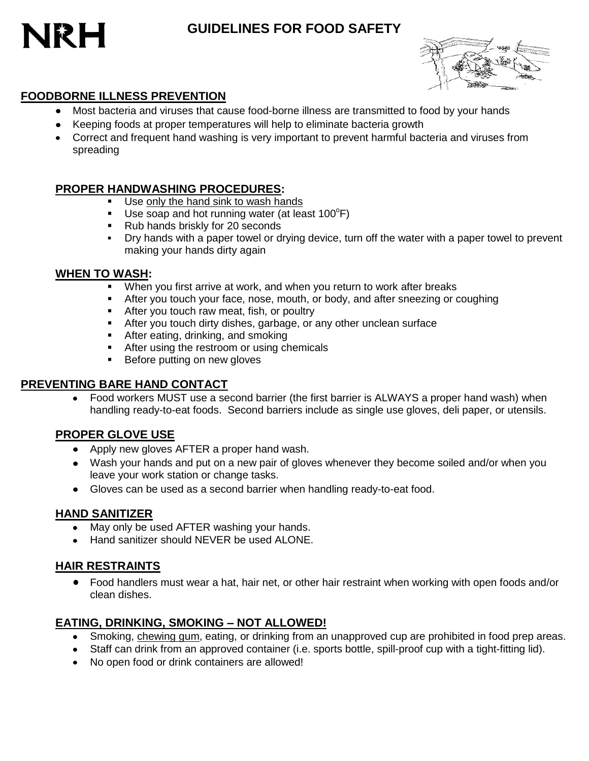NRH

# GUIDELINES FOR FOOD SAFETY

## FOODBORNE ILLNESS PREVENTION

- Most bacteria and viruses that cause food-borne illness are transmitted to food by your hands
- Keeping foods at proper temperatures will help to eliminate bacteria growth
- Correct and frequent hand washing is very important to prevent harmful bacteria and viruses from spreading

### PROPER HANDWASHING PROCEDURES:

- Use only the hand sink to wash hands
- Use soap and hot running water (at least 100°F)
- Rub hands briskly for 20 seconds
- Dry hands with a paper towel or drying device, turn off the water with a paper towel to prevent making your hands dirty again

### WHEN TO WASH:

- When you first arrive at work, and when you return to work after breaks
- After you touch your face, nose, mouth, or body, and after sneezing or coughing
- After you touch raw meat, fish, or poultry
- After you touch dirty dishes, garbage, or any other unclean surface
- After eating, drinking, and smoking
- After using the restroom or using chemicals
- Before putting on new gloves

## PREVENTING BARE HAND CONTACT

- Food workers MUST use a second barrier (the first barrier is ALWAYS a proper hand wash) when handling ready-to-eat foods. Second barriers include as single use gloves, deli paper, or utensils.

### PROPER GLOVE USE

- Apply new gloves AFTER a proper hand wash.
- Wash your hands and put on a new pair of gloves whenever they become soiled and/or when you leave your work station or change tasks.
- Gloves can be used as a second barrier when handling ready-to-eat food.

### HAND SANITIZER

- May only be used AFTER washing your hands.
- Hand sanitizer should NEVER be used ALONE.

### HAIR RESTRAINTS

- Food handlers must wear a hat, hair net, or other hair restraint when working with open foods and/or clean dishes.

### EATING, DRINKING, SMOKING – NOT ALLOWED!

- Smoking, chewing gum, eating, or drinking from an unapproved cup are prohibited in food prep areas.
- Staff can drink from an approved container (i.e. sports bottle, spill-proof cup with a tight-fitting lid).
- No open food or drink containers are allowed!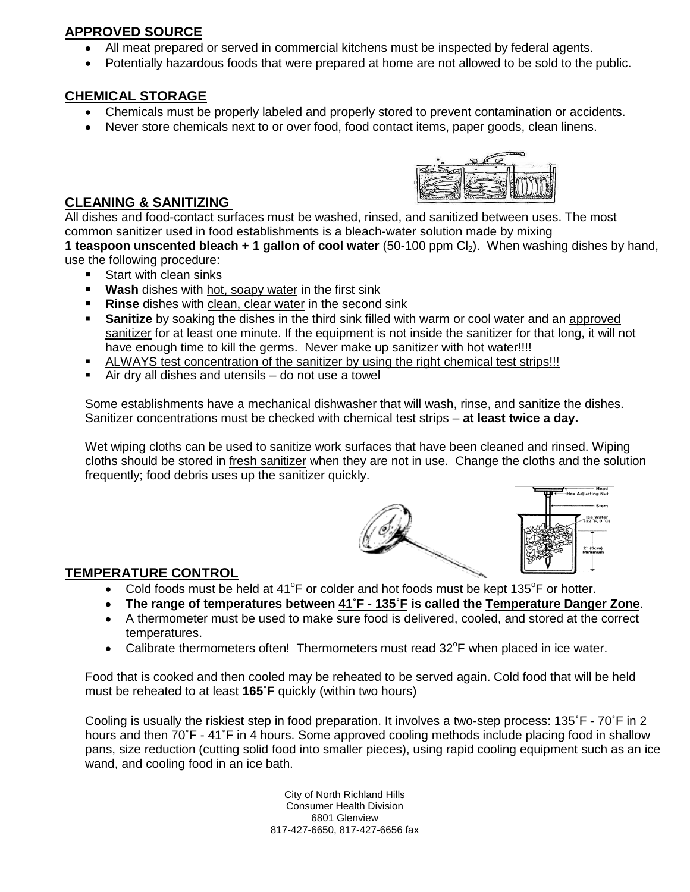## APPROVED SOURCE

- All meat prepared or served in commercial kitchens must be inspected by federal agents.
- Potentially hazardous foods that were prepared at home are not allowed to be sold to the public.

## CHEMICAL STORAGE

- Chemicals must be properly labeled and properly stored to prevent contamination or accidents.
- Never store chemicals next to or over food, food contact items, paper goods, clean linens.

## CLEANING & SANITIZING

All dishes and food-contact surfaces must be washed, rinsed, and sanitized between uses. The most common sanitizer used in food establishments is a bleach-water solution made by mixing **1 teaspoon unscented bleach + 1 gallon of cool water** (50-100 ppm $Cl_2$). When washing dishes by hand, use the following procedure:

- Start with clean sinks
- **Wash** dishes with hot, soapy water in the first sink
- **Rinse** dishes with clean, clear water in the second sink
- **Sanitize** by soaking the dishes in the third sink filled with warm or cool water and an approved sanitizer for at least one minute. If the equipment is not inside the sanitizer for that long, it will not have enough time to kill the germs. Never make up sanitizer with hot water!!!!
- ALWAYS test concentration of the sanitizer by using the right chemical test strips!!!
- Air dry all dishes and utensils – do not use a towel

Some establishments have a mechanical dishwasher that will wash, rinse, and sanitize the dishes. Sanitizer concentrations must be checked with chemical test strips – **at least twice a day.**

Wet wiping cloths can be used to sanitize work surfaces that have been cleaned and rinsed. Wiping cloths should be stored in fresh sanitizer when they are not in use. Change the cloths and the solution frequently; food debris uses up the sanitizer quickly.

## TEMPERATURE CONTROL

- Cold foods must be held at 41°F or colder and hot foods must be kept 135°F or hotter.
- **The range of temperatures between 41˚F - 135˚F is called the Temperature Danger Zone**.
- A thermometer must be used to make sure food is delivered, cooled, and stored at the correct temperatures.
- Calibrate thermometers often! Thermometers must read 32°F when placed in ice water.

Food that is cooked and then cooled may be reheated to be served again. Cold food that will be held must be reheated to at least **165˚F** quickly (within two hours)

Cooling is usually the riskiest step in food preparation. It involves a two-step process: 135˚F - 70˚F in 2 hours and then 70˚F - 41˚F in 4 hours. Some approved cooling methods include placing food in shallow pans, size reduction (cutting solid food into smaller pieces), using rapid cooling equipment such as an ice wand, and cooling food in an ice bath.

City of North Richland Hills
Consumer Health Division
6801 Glenview
817-427-6650, 817-427-6656 fax